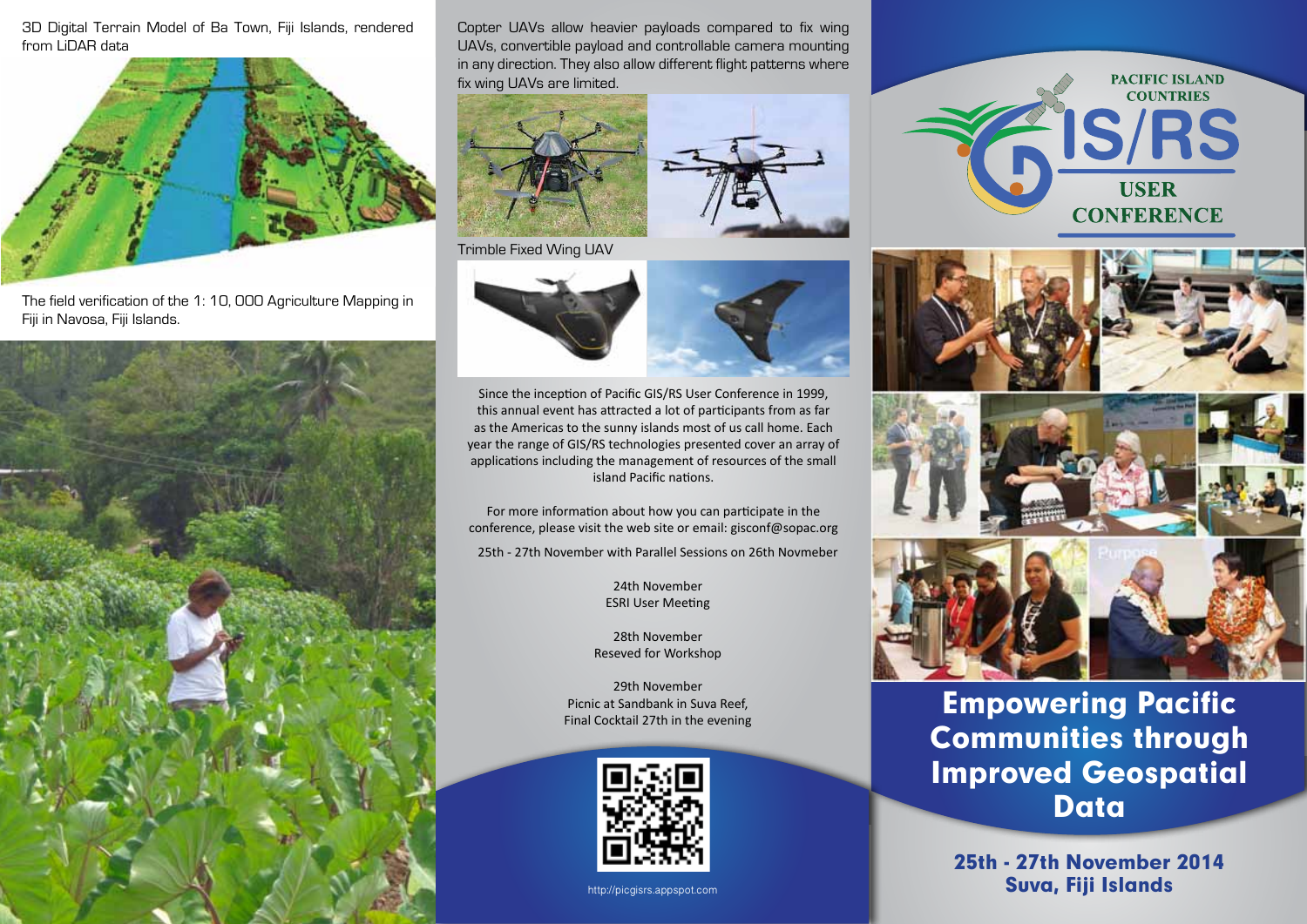3D Digital Terrain Model of Ba Town, Fiji Islands, rendered from LiDAR data

The field verification of the 1: 10, 000 Agriculture Mapping in Fiji in Navosa, Fiji Islands.

Copter UAVs allow heavier payloads compared to fix wing UAVs, convertible payload and controllable camera mounting in any direction. They also allow different flight patterns where fix wing UAVs are limited.

Trimble Fixed Wing UAV

Since the inception of Pacific GIS/RS User Conference in 1999, this annual event has attracted a lot of participants from as far as the Americas to the sunny islands most of us call home. Each year the range of GIS/RS technologies presented cover an array of applications including the management of resources of the small island Pacific nations.

For more information about how you can participate in the conference, please visit the web site or email: gisconf@sopac.org

25th - 27th November with Parallel Sessions on 26th Novmeber

24th November
ESRI User Meeting

28th November
Reseved for Workshop

29th November
Picnic at Sandbank in Suva Reef,
Final Cocktail 27th in the evening

http://picgisrs.appspot.com

PACIFIC ISLAND COUNTRIES

# GIS/RS USER CONFERENCE

## Empowering Pacific Communities through Improved Geospatial Data

**25th - 27th November 2014**
**Suva, Fiji Islands**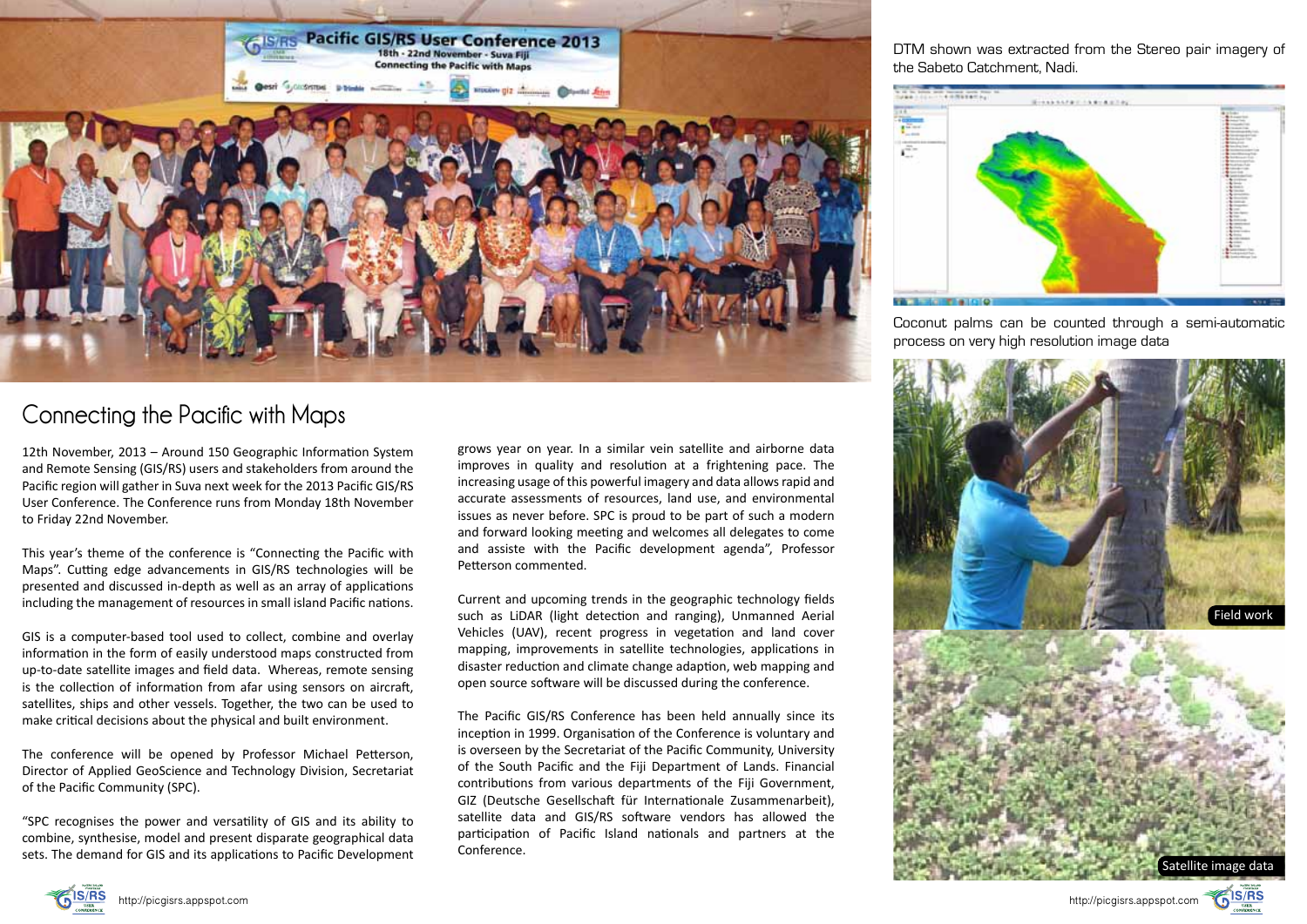# Connecting the Pacific with Maps

12th November, 2013 – Around 150 Geographic Information System and Remote Sensing (GIS/RS) users and stakeholders from around the Pacific region will gather in Suva next week for the 2013 Pacific GIS/RS User Conference. The Conference runs from Monday 18th November to Friday 22nd November.

This year's theme of the conference is "Connecting the Pacific with Maps". Cutting edge advancements in GIS/RS technologies will be presented and discussed in-depth as well as an array of applications including the management of resources in small island Pacific nations.

GIS is a computer-based tool used to collect, combine and overlay information in the form of easily understood maps constructed from up-to-date satellite images and field data. Whereas, remote sensing is the collection of information from afar using sensors on aircraft, satellites, ships and other vessels. Together, the two can be used to make critical decisions about the physical and built environment.

The conference will be opened by Professor Michael Petterson, Director of Applied GeoScience and Technology Division, Secretariat of the Pacific Community (SPC).

"SPC recognises the power and versatility of GIS and its ability to combine, synthesise, model and present disparate geographical data sets. The demand for GIS and its applications to Pacific Development grows year on year. In a similar vein satellite and airborne data improves in quality and resolution at a frightening pace. The increasing usage of this powerful imagery and data allows rapid and accurate assessments of resources, land use, and environmental issues as never before. SPC is proud to be part of such a modern and forward looking meeting and welcomes all delegates to come and assiste with the Pacific development agenda", Professor Petterson commented.

Current and upcoming trends in the geographic technology fields such as LiDAR (light detection and ranging), Unmanned Aerial Vehicles (UAV), recent progress in vegetation and land cover mapping, improvements in satellite technologies, applications in disaster reduction and climate change adaption, web mapping and open source software will be discussed during the conference.

The Pacific GIS/RS Conference has been held annually since its inception in 1999. Organisation of the Conference is voluntary and is overseen by the Secretariat of the Pacific Community, University of the South Pacific and the Fiji Department of Lands. Financial contributions from various departments of the Fiji Government, GIZ (Deutsche Gesellschaft für Internationale Zusammenarbeit), satellite data and GIS/RS software vendors has allowed the participation of Pacific Island nationals and partners at the Conference.

DTM shown was extracted from the Stereo pair imagery of the Sabeto Catchment, Nadi.

Coconut palms can be counted through a semi-automatic process on very high resolution image data

Field work

Satellite image data